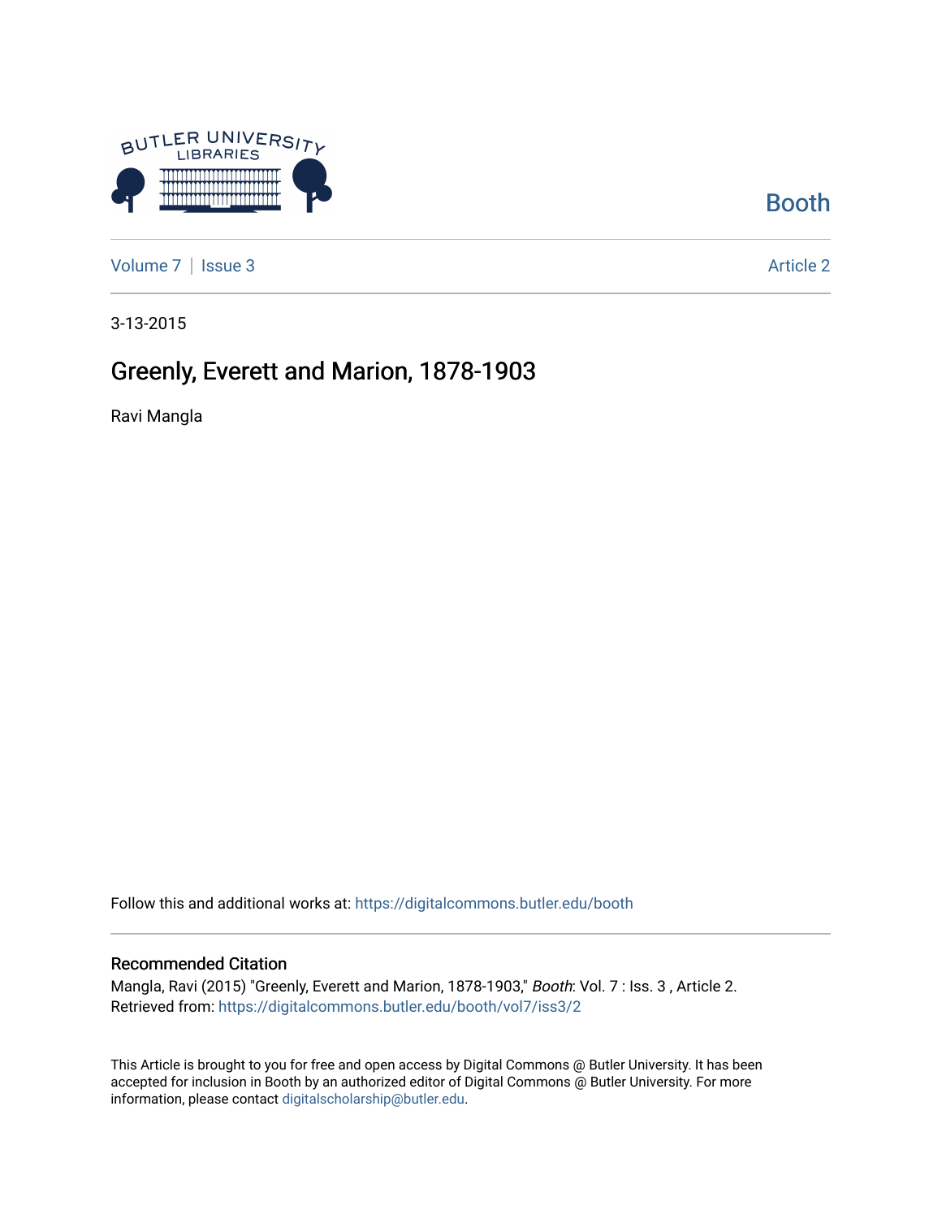Booth

Volume 7 | Issue 3 Article 2

3-13-2015

# Greenly, Everett and Marion, 1878-1903

Ravi Mangla

Follow this and additional works at: https://digitalcommons.butler.edu/booth

## Recommended Citation

Mangla, Ravi (2015) "Greenly, Everett and Marion, 1878-1903," *Booth*: Vol. 7 : Iss. 3 , Article 2.
Retrieved from: https://digitalcommons.butler.edu/booth/vol7/iss3/2

This Article is brought to you for free and open access by Digital Commons @ Butler University. It has been accepted for inclusion in Booth by an authorized editor of Digital Commons @ Butler University. For more information, please contact digitalscholarship@butler.edu.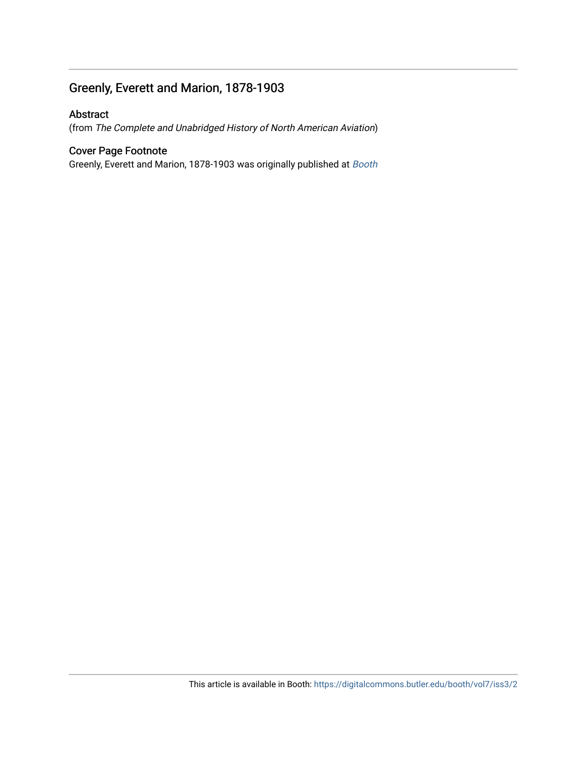## Greenly, Everett and Marion, 1878-1903

### Abstract

(from *The Complete and Unabridged History of North American Aviation*)

### Cover Page Footnote

Greenly, Everett and Marion, 1878-1903 was originally published at *Booth*

This article is available in Booth: https://digitalcommons.butler.edu/booth/vol7/iss3/2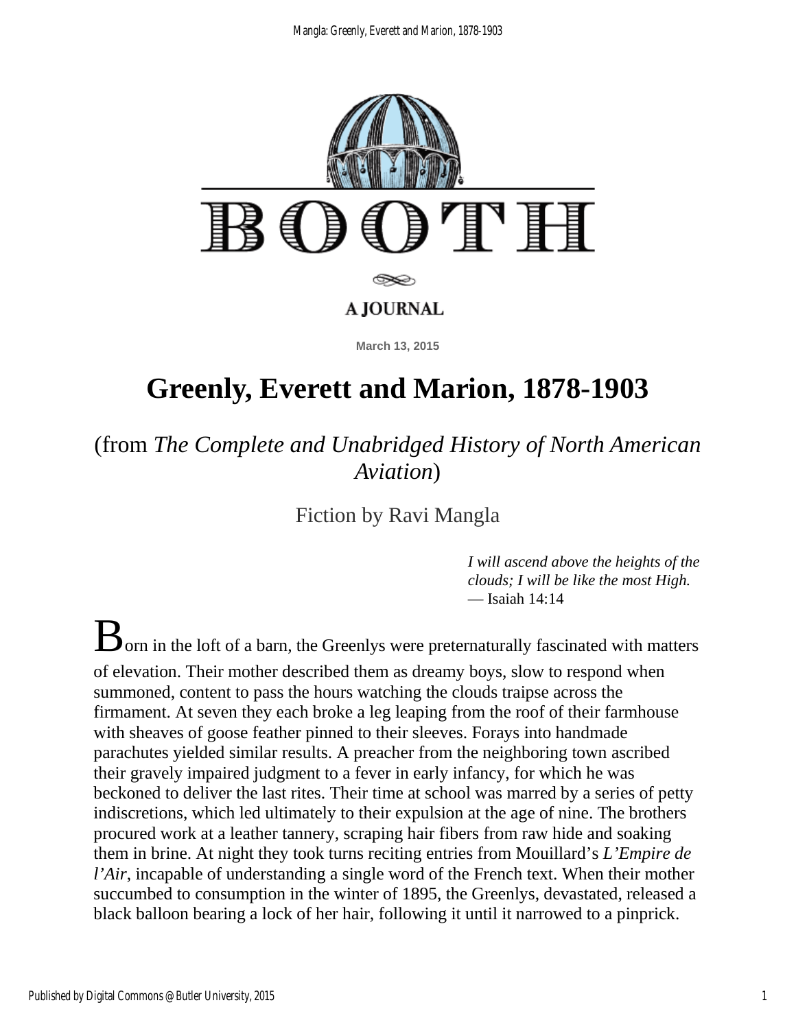# Greenly, Everett and Marion, 1878-1903

(from *The Complete and Unabridged History of North American Aviation*)

Fiction by Ravi Mangla

> *I will ascend above the heights of the clouds; I will be like the most High.*
> — Isaiah 14:14

Born in the loft of a barn, the Greenlys were preternaturally fascinated with matters of elevation. Their mother described them as dreamy boys, slow to respond when summoned, content to pass the hours watching the clouds traipse across the firmament. At seven they each broke a leg leaping from the roof of their farmhouse with sheaves of goose feather pinned to their sleeves. Forays into handmade parachutes yielded similar results. A preacher from the neighboring town ascribed their gravely impaired judgment to a fever in early infancy, for which he was beckoned to deliver the last rites. Their time at school was marred by a series of petty indiscretions, which led ultimately to their expulsion at the age of nine. The brothers procured work at a leather tannery, scraping hair fibers from raw hide and soaking them in brine. At night they took turns reciting entries from Mouillard's *L'Empire de l'Air*, incapable of understanding a single word of the French text. When their mother succumbed to consumption in the winter of 1895, the Greenlys, devastated, released a black balloon bearing a lock of her hair, following it until it narrowed to a pinprick.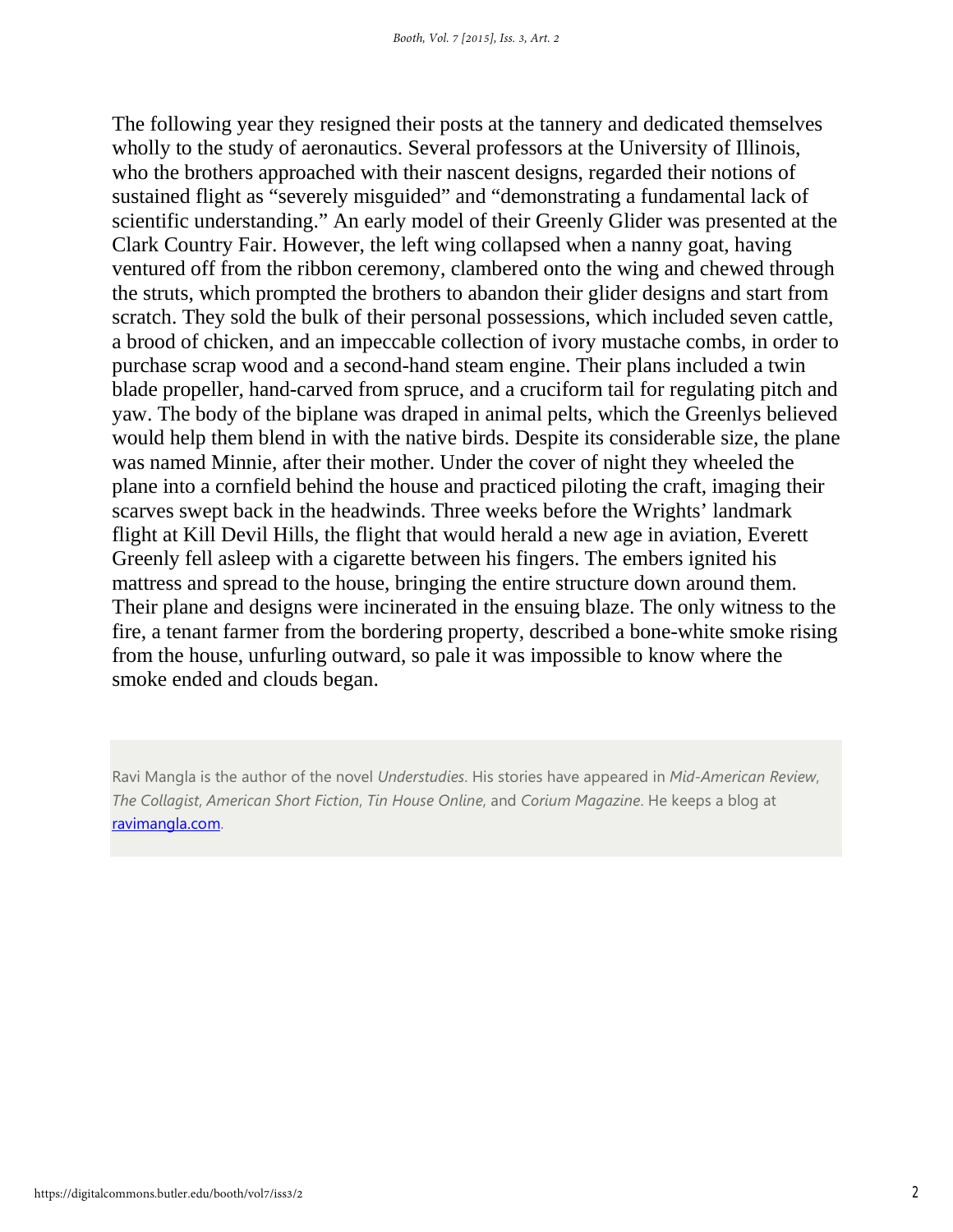The following year they resigned their posts at the tannery and dedicated themselves wholly to the study of aeronautics. Several professors at the University of Illinois, who the brothers approached with their nascent designs, regarded their notions of sustained flight as "severely misguided" and "demonstrating a fundamental lack of scientific understanding." An early model of their Greenly Glider was presented at the Clark Country Fair. However, the left wing collapsed when a nanny goat, having ventured off from the ribbon ceremony, clambered onto the wing and chewed through the struts, which prompted the brothers to abandon their glider designs and start from scratch. They sold the bulk of their personal possessions, which included seven cattle, a brood of chicken, and an impeccable collection of ivory mustache combs, in order to purchase scrap wood and a second-hand steam engine. Their plans included a twin blade propeller, hand-carved from spruce, and a cruciform tail for regulating pitch and yaw. The body of the biplane was draped in animal pelts, which the Greenlys believed would help them blend in with the native birds. Despite its considerable size, the plane was named Minnie, after their mother. Under the cover of night they wheeled the plane into a cornfield behind the house and practiced piloting the craft, imaging their scarves swept back in the headwinds. Three weeks before the Wrights' landmark flight at Kill Devil Hills, the flight that would herald a new age in aviation, Everett Greenly fell asleep with a cigarette between his fingers. The embers ignited his mattress and spread to the house, bringing the entire structure down around them. Their plane and designs were incinerated in the ensuing blaze. The only witness to the fire, a tenant farmer from the bordering property, described a bone-white smoke rising from the house, unfurling outward, so pale it was impossible to know where the smoke ended and clouds began.

Ravi Mangla is the author of the novel *Understudies*. His stories have appeared in *Mid-American Review*, *The Collagist*, *American Short Fiction*, *Tin House Online*, and *Corium Magazine*. He keeps a blog at [ravimangla.com](http://ravimangla.com).